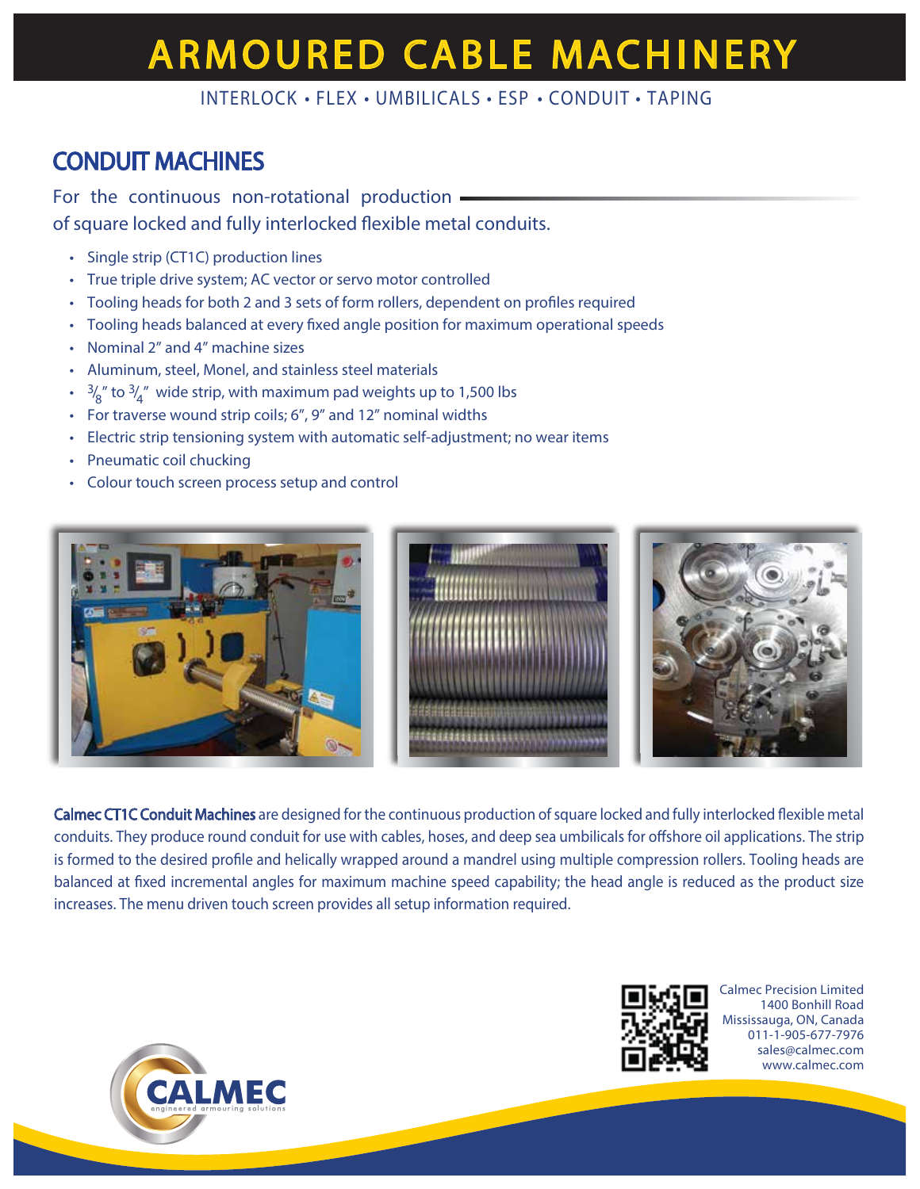# ARMOURED CABLE MACHINERY

INTERLOCK • FLEX • UMBILICALS • ESP • CONDUIT • TAPING

## CONDUIT MACHINES

For the continuous non-rotational production of square locked and fully interlocked flexible metal conduits.

- Single strip (CT1C) production lines
- True triple drive system; AC vector or servo motor controlled
- Tooling heads for both 2 and 3 sets of form rollers, dependent on profiles required
- Tooling heads balanced at every fixed angle position for maximum operational speeds
- Nominal 2" and 4" machine sizes
- Aluminum, steel, Monel, and stainless steel materials
- 3/8" to 3/4" wide strip, with maximum pad weights up to 1,500 lbs
- For traverse wound strip coils; 6", 9" and 12" nominal widths
- Electric strip tensioning system with automatic self-adjustment; no wear items
- Pneumatic coil chucking
- Colour touch screen process setup and control

**Calmec CT1C Conduit Machines** are designed for the continuous production of square locked and fully interlocked flexible metal conduits. They produce round conduit for use with cables, hoses, and deep sea umbilicals for offshore oil applications. The strip is formed to the desired profile and helically wrapped around a mandrel using multiple compression rollers. Tooling heads are balanced at fixed incremental angles for maximum machine speed capability; the head angle is reduced as the product size increases. The menu driven touch screen provides all setup information required.

Calmec Precision Limited
1400 Bonhill Road
Mississauga, ON, Canada
011-1-905-677-7976
sales@calmec.com
www.calmec.com

CALMEC
engineered armouring solutions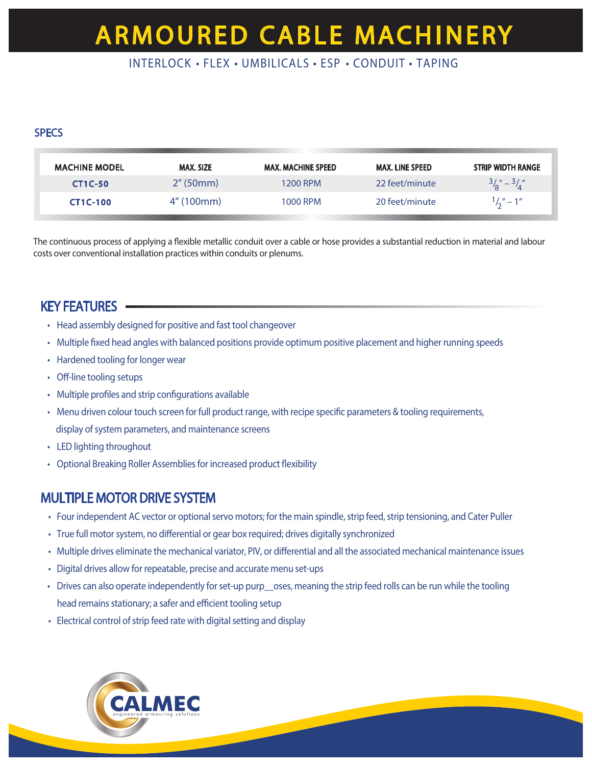# ARMOURED CABLE MACHINERY

INTERLOCK • FLEX • UMBILICALS • ESP • CONDUIT • TAPING

## SPECS

| MACHINE MODEL | MAX. SIZE | MAX. MACHINE SPEED | MAX. LINE SPEED | STRIP WIDTH RANGE |
|---|---|---|---|---|
| **CT1C-50** | 2″ (50mm) | 1200 RPM | 22 feet/minute | 3/8″ – 3/4″ |
| **CT1C-100** | 4″ (100mm) | 1000 RPM | 20 feet/minute | 1/2″ – 1″ |

The continuous process of applying a flexible metallic conduit over a cable or hose provides a substantial reduction in material and labour costs over conventional installation practices within conduits or plenums.

## KEY FEATURES

- Head assembly designed for positive and fast tool changeover
- Multiple fixed head angles with balanced positions provide optimum positive placement and higher running speeds
- Hardened tooling for longer wear
- Off-line tooling setups
- Multiple profiles and strip configurations available
- Menu driven colour touch screen for full product range, with recipe specific parameters & tooling requirements, display of system parameters, and maintenance screens
- LED lighting throughout
- Optional Breaking Roller Assemblies for increased product flexibility

## MULTIPLE MOTOR DRIVE SYSTEM

- Four independent AC vector or optional servo motors; for the main spindle, strip feed, strip tensioning, and Cater Puller
- True full motor system, no differential or gear box required; drives digitally synchronized
- Multiple drives eliminate the mechanical variator, PIV, or differential and all the associated mechanical maintenance issues
- Digital drives allow for repeatable, precise and accurate menu set-ups
- Drives can also operate independently for set-up purp__oses, meaning the strip feed rolls can be run while the tooling head remains stationary; a safer and efficient tooling setup
- Electrical control of strip feed rate with digital setting and display

CALMEC
engineered armouring solutions